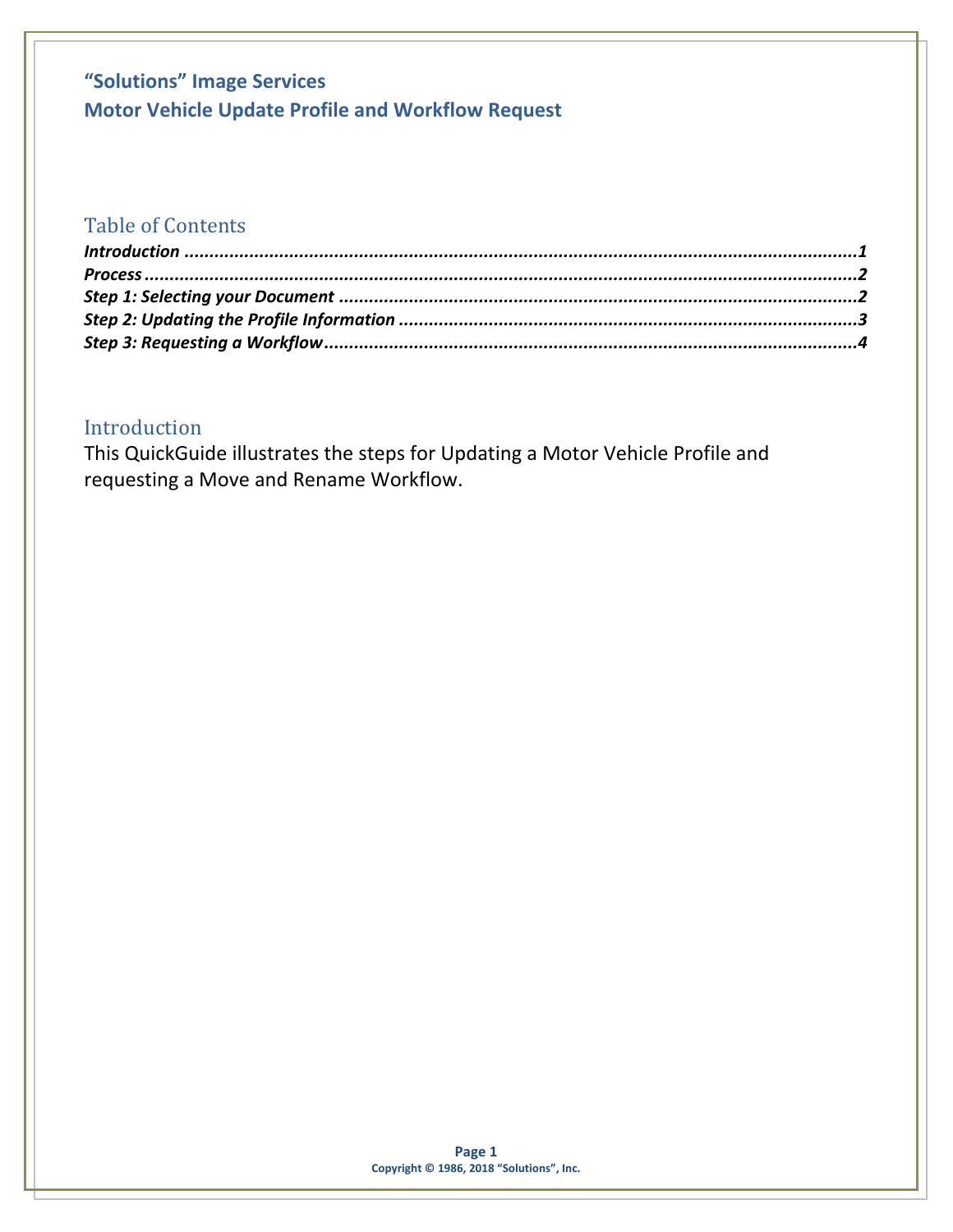# “Solutions” Image Services

# Motor Vehicle Update Profile and Workflow Request

## Table of Contents

***Introduction*** ........................................................................................................................... ***1***
***Process*** ................................................................................................................................... ***2***
***Step 1: Selecting your Document*** ............................................................................................ ***2***
***Step 2: Updating the Profile Information*** ................................................................................ ***3***
***Step 3: Requesting a Workflow*** ................................................................................................ ***4***

## Introduction

This QuickGuide illustrates the steps for Updating a Motor Vehicle Profile and requesting a Move and Rename Workflow.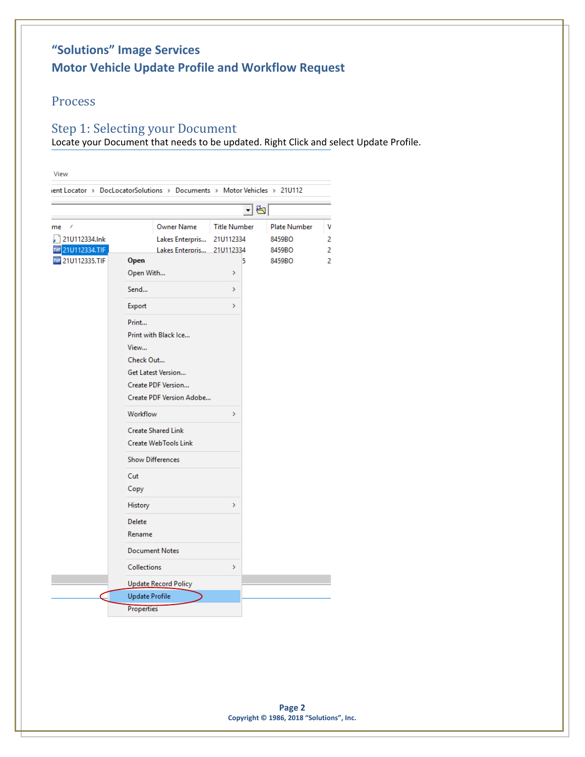# "Solutions" Image Services
## Motor Vehicle Update Profile and Workflow Request

## Process

### Step 1: Selecting your Document

Locate your Document that needs to be updated. Right Click and select Update Profile.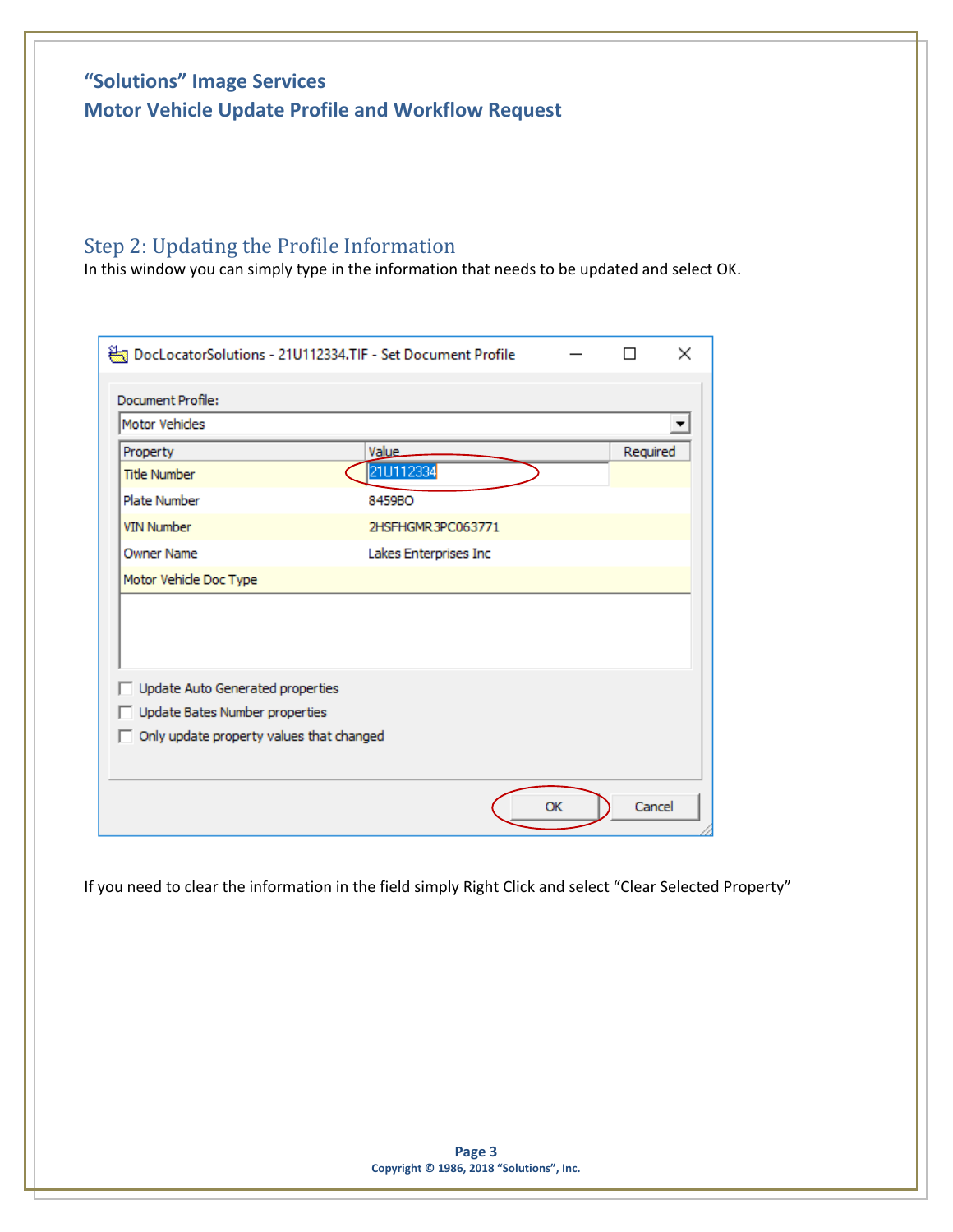# "Solutions" Image Services

# Motor Vehicle Update Profile and Workflow Request

## Step 2: Updating the Profile Information

In this window you can simply type in the information that needs to be updated and select OK.

If you need to clear the information in the field simply Right Click and select "Clear Selected Property"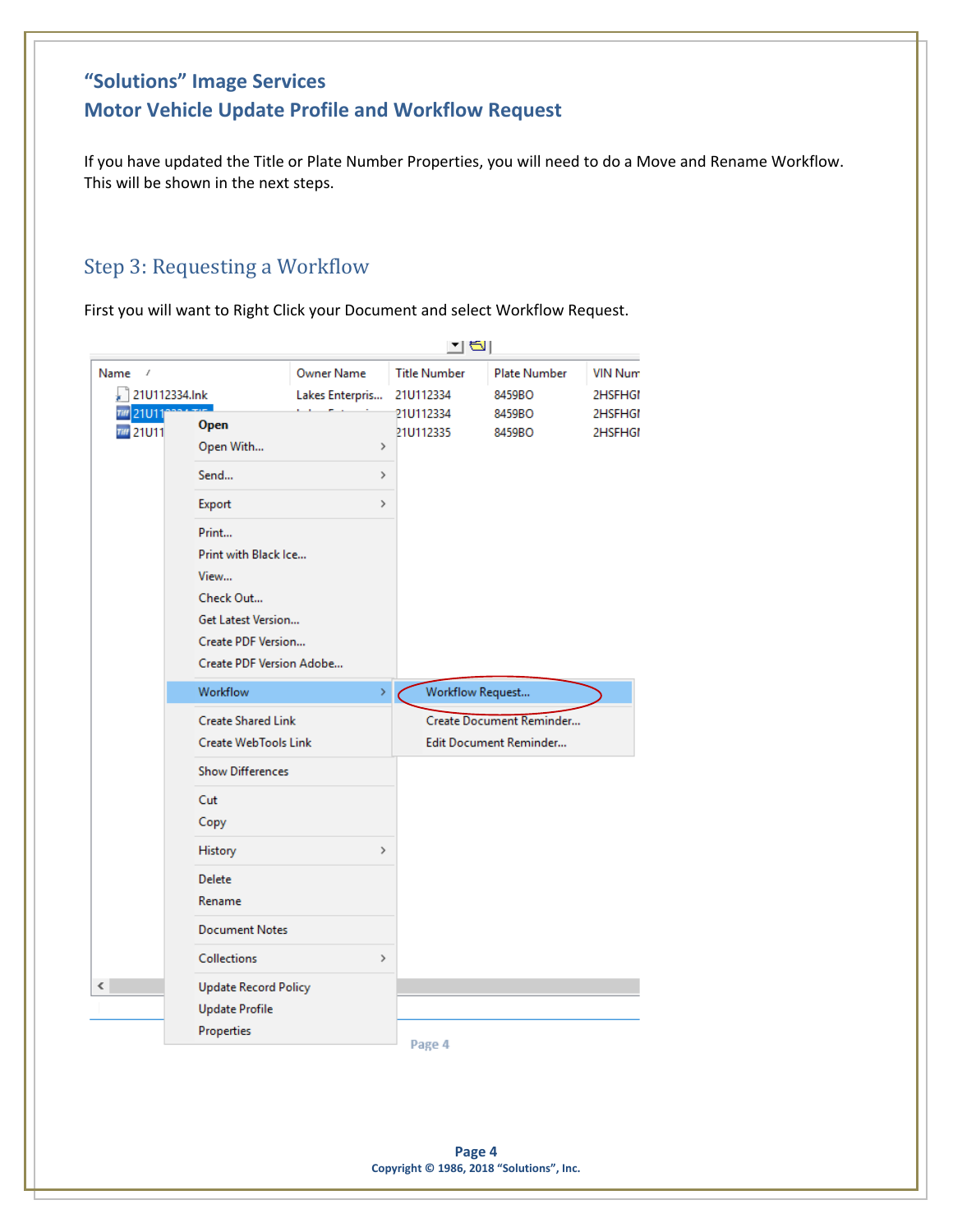## "Solutions" Image Services

## Motor Vehicle Update Profile and Workflow Request

If you have updated the Title or Plate Number Properties, you will need to do a Move and Rename Workflow. This will be shown in the next steps.

### Step 3: Requesting a Workflow

First you will want to Right Click your Document and select Workflow Request.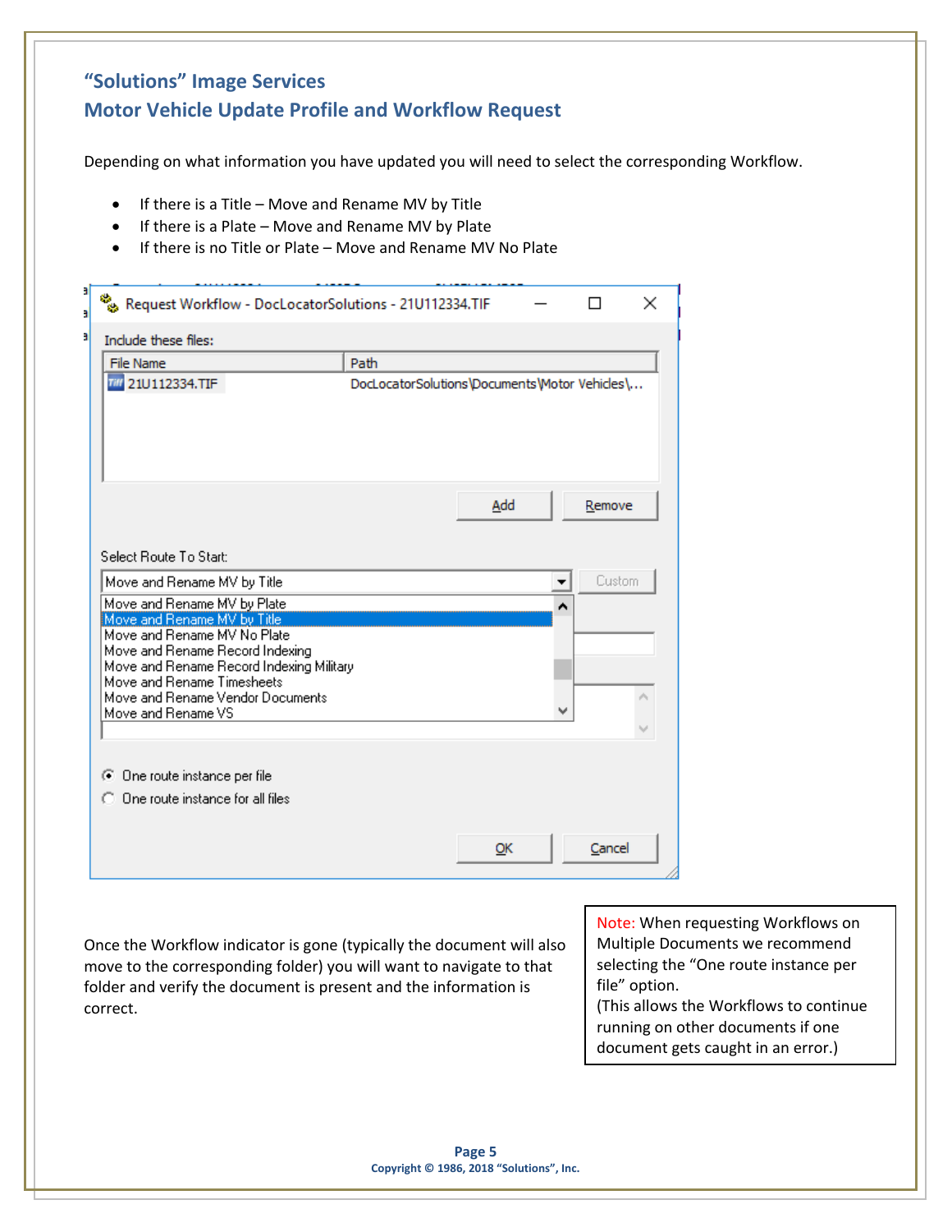## "Solutions" Image Services
## Motor Vehicle Update Profile and Workflow Request

Depending on what information you have updated you will need to select the corresponding Workflow.

- If there is a Title – Move and Rename MV by Title
- If there is a Plate – Move and Rename MV by Plate
- If there is no Title or Plate – Move and Rename MV No Plate

Request Workflow - DocLocatorSolutions - 21U112334.TIF

Include these files:

| File Name | Path |
| --- | --- |
| 21U112334.TIF | DocLocatorSolutions\Documents\Motor Vehicles\... |

Add  Remove

Select Route To Start:

Move and Rename MV by Title  Custom

- Move and Rename MV by Plate
- Move and Rename MV by Title
- Move and Rename MV No Plate
- Move and Rename Record Indexing
- Move and Rename Record Indexing Military
- Move and Rename Timesheets
- Move and Rename Vendor Documents
- Move and Rename VS

- (•) One route instance per file
- ( ) One route instance for all files

OK  Cancel

Once the Workflow indicator is gone (typically the document will also move to the corresponding folder) you will want to navigate to that folder and verify the document is present and the information is correct.

Note: When requesting Workflows on Multiple Documents we recommend selecting the "One route instance per file" option.
(This allows the Workflows to continue running on other documents if one document gets caught in an error.)

Copyright © 1986, 2018 "Solutions", Inc.